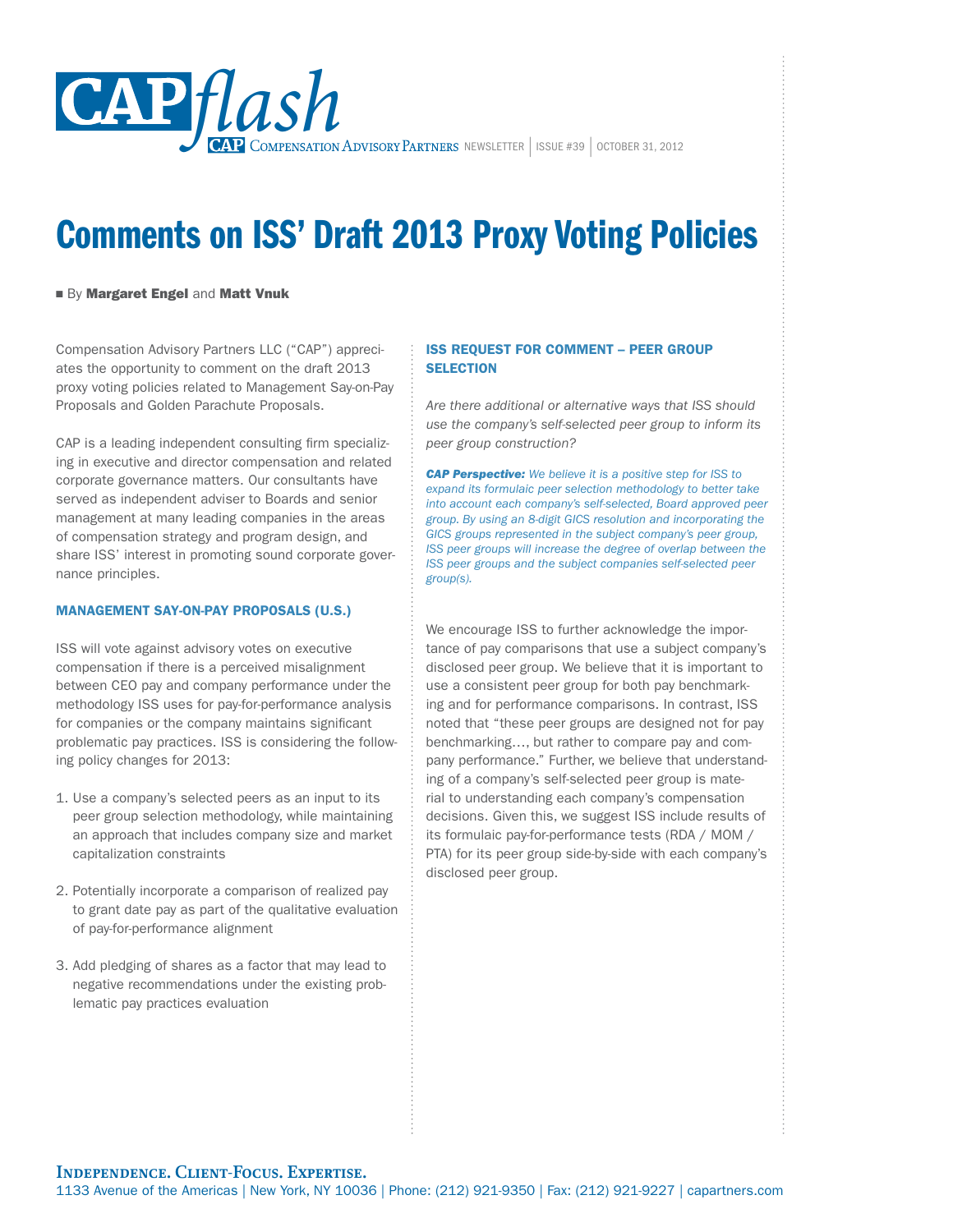CAPflash — CAP Compensation Advisory Partners NEWSLETTER | ISSUE #39 | OCTOBER 31, 2012

# Comments on ISS' Draft 2013 Proxy Voting Policies

■ By **Margaret Engel** and **Matt Vnuk**

Compensation Advisory Partners LLC ("CAP") appreciates the opportunity to comment on the draft 2013 proxy voting policies related to Management Say-on-Pay Proposals and Golden Parachute Proposals.

CAP is a leading independent consulting firm specializing in executive and director compensation and related corporate governance matters. Our consultants have served as independent adviser to Boards and senior management at many leading companies in the areas of compensation strategy and program design, and share ISS' interest in promoting sound corporate governance principles.

## MANAGEMENT SAY-ON-PAY PROPOSALS (U.S.)

ISS will vote against advisory votes on executive compensation if there is a perceived misalignment between CEO pay and company performance under the methodology ISS uses for pay-for-performance analysis for companies or the company maintains significant problematic pay practices. ISS is considering the following policy changes for 2013:

1. Use a company's selected peers as an input to its peer group selection methodology, while maintaining an approach that includes company size and market capitalization constraints
2. Potentially incorporate a comparison of realized pay to grant date pay as part of the qualitative evaluation of pay-for-performance alignment
3. Add pledging of shares as a factor that may lead to negative recommendations under the existing problematic pay practices evaluation

## ISS REQUEST FOR COMMENT – PEER GROUP SELECTION

*Are there additional or alternative ways that ISS should use the company's self-selected peer group to inform its peer group construction?*

***CAP Perspective:*** *We believe it is a positive step for ISS to expand its formulaic peer selection methodology to better take into account each company's self-selected, Board approved peer group. By using an 8-digit GICS resolution and incorporating the GICS groups represented in the subject company's peer group, ISS peer groups will increase the degree of overlap between the ISS peer groups and the subject companies self-selected peer group(s).*

We encourage ISS to further acknowledge the importance of pay comparisons that use a subject company's disclosed peer group. We believe that it is important to use a consistent peer group for both pay benchmarking and for performance comparisons. In contrast, ISS noted that "these peer groups are designed not for pay benchmarking…, but rather to compare pay and company performance." Further, we believe that understanding of a company's self-selected peer group is material to understanding each company's compensation decisions. Given this, we suggest ISS include results of its formulaic pay-for-performance tests (RDA / MOM / PTA) for its peer group side-by-side with each company's disclosed peer group.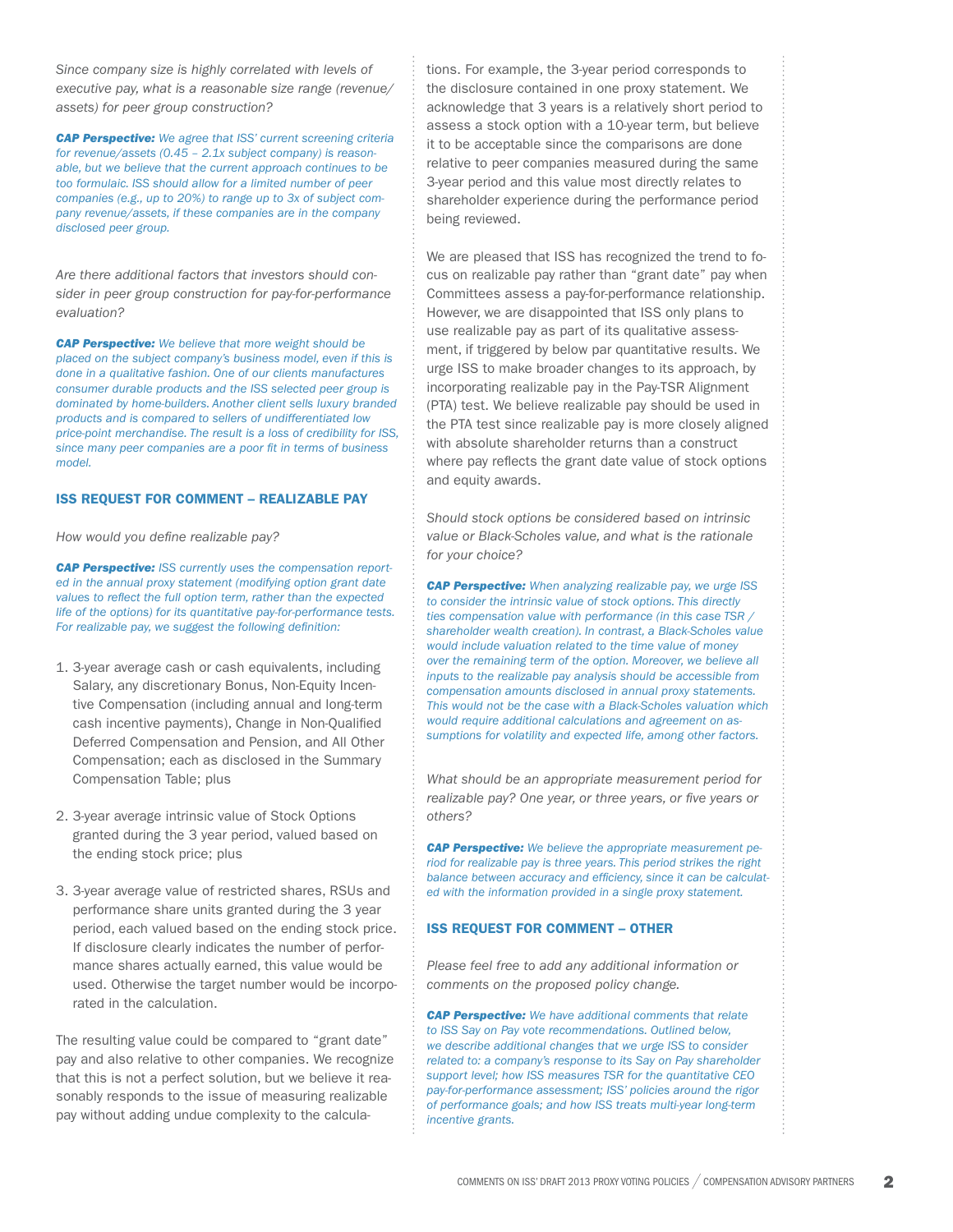*Since company size is highly correlated with levels of executive pay, what is a reasonable size range (revenue/assets) for peer group construction?*

***CAP Perspective:*** *We agree that ISS' current screening criteria for revenue/assets (0.45 – 2.1x subject company) is reasonable, but we believe that the current approach continues to be too formulaic. ISS should allow for a limited number of peer companies (e.g., up to 20%) to range up to 3x of subject company revenue/assets, if these companies are in the company disclosed peer group.*

*Are there additional factors that investors should consider in peer group construction for pay-for-performance evaluation?*

***CAP Perspective:*** *We believe that more weight should be placed on the subject company's business model, even if this is done in a qualitative fashion. One of our clients manufactures consumer durable products and the ISS selected peer group is dominated by home-builders. Another client sells luxury branded products and is compared to sellers of undifferentiated low price-point merchandise. The result is a loss of credibility for ISS, since many peer companies are a poor fit in terms of business model.*

## ISS REQUEST FOR COMMENT – REALIZABLE PAY

*How would you define realizable pay?*

***CAP Perspective:*** *ISS currently uses the compensation reported in the annual proxy statement (modifying option grant date values to reflect the full option term, rather than the expected life of the options) for its quantitative pay-for-performance tests. For realizable pay, we suggest the following definition:*

1. 3-year average cash or cash equivalents, including Salary, any discretionary Bonus, Non-Equity Incentive Compensation (including annual and long-term cash incentive payments), Change in Non-Qualified Deferred Compensation and Pension, and All Other Compensation; each as disclosed in the Summary Compensation Table; plus
2. 3-year average intrinsic value of Stock Options granted during the 3 year period, valued based on the ending stock price; plus
3. 3-year average value of restricted shares, RSUs and performance share units granted during the 3 year period, each valued based on the ending stock price. If disclosure clearly indicates the number of performance shares actually earned, this value would be used. Otherwise the target number would be incorporated in the calculation.

The resulting value could be compared to "grant date" pay and also relative to other companies. We recognize that this is not a perfect solution, but we believe it reasonably responds to the issue of measuring realizable pay without adding undue complexity to the calculations. For example, the 3-year period corresponds to the disclosure contained in one proxy statement. We acknowledge that 3 years is a relatively short period to assess a stock option with a 10-year term, but believe it to be acceptable since the comparisons are done relative to peer companies measured during the same 3-year period and this value most directly relates to shareholder experience during the performance period being reviewed.

We are pleased that ISS has recognized the trend to focus on realizable pay rather than "grant date" pay when Committees assess a pay-for-performance relationship. However, we are disappointed that ISS only plans to use realizable pay as part of its qualitative assessment, if triggered by below par quantitative results. We urge ISS to make broader changes to its approach, by incorporating realizable pay in the Pay-TSR Alignment (PTA) test. We believe realizable pay should be used in the PTA test since realizable pay is more closely aligned with absolute shareholder returns than a construct where pay reflects the grant date value of stock options and equity awards.

*Should stock options be considered based on intrinsic value or Black-Scholes value, and what is the rationale for your choice?*

***CAP Perspective:*** *When analyzing realizable pay, we urge ISS to consider the intrinsic value of stock options. This directly ties compensation value with performance (in this case TSR / shareholder wealth creation). In contrast, a Black-Scholes value would include valuation related to the time value of money over the remaining term of the option. Moreover, we believe all inputs to the realizable pay analysis should be accessible from compensation amounts disclosed in annual proxy statements. This would not be the case with a Black-Scholes valuation which would require additional calculations and agreement on assumptions for volatility and expected life, among other factors.*

*What should be an appropriate measurement period for realizable pay? One year, or three years, or five years or others?*

***CAP Perspective:*** *We believe the appropriate measurement period for realizable pay is three years. This period strikes the right balance between accuracy and efficiency, since it can be calculated with the information provided in a single proxy statement.*

## ISS REQUEST FOR COMMENT – OTHER

*Please feel free to add any additional information or comments on the proposed policy change.*

***CAP Perspective:*** *We have additional comments that relate to ISS Say on Pay vote recommendations. Outlined below, we describe additional changes that we urge ISS to consider related to: a company's response to its Say on Pay shareholder support level; how ISS measures TSR for the quantitative CEO pay-for-performance assessment; ISS' policies around the rigor of performance goals; and how ISS treats multi-year long-term incentive grants.*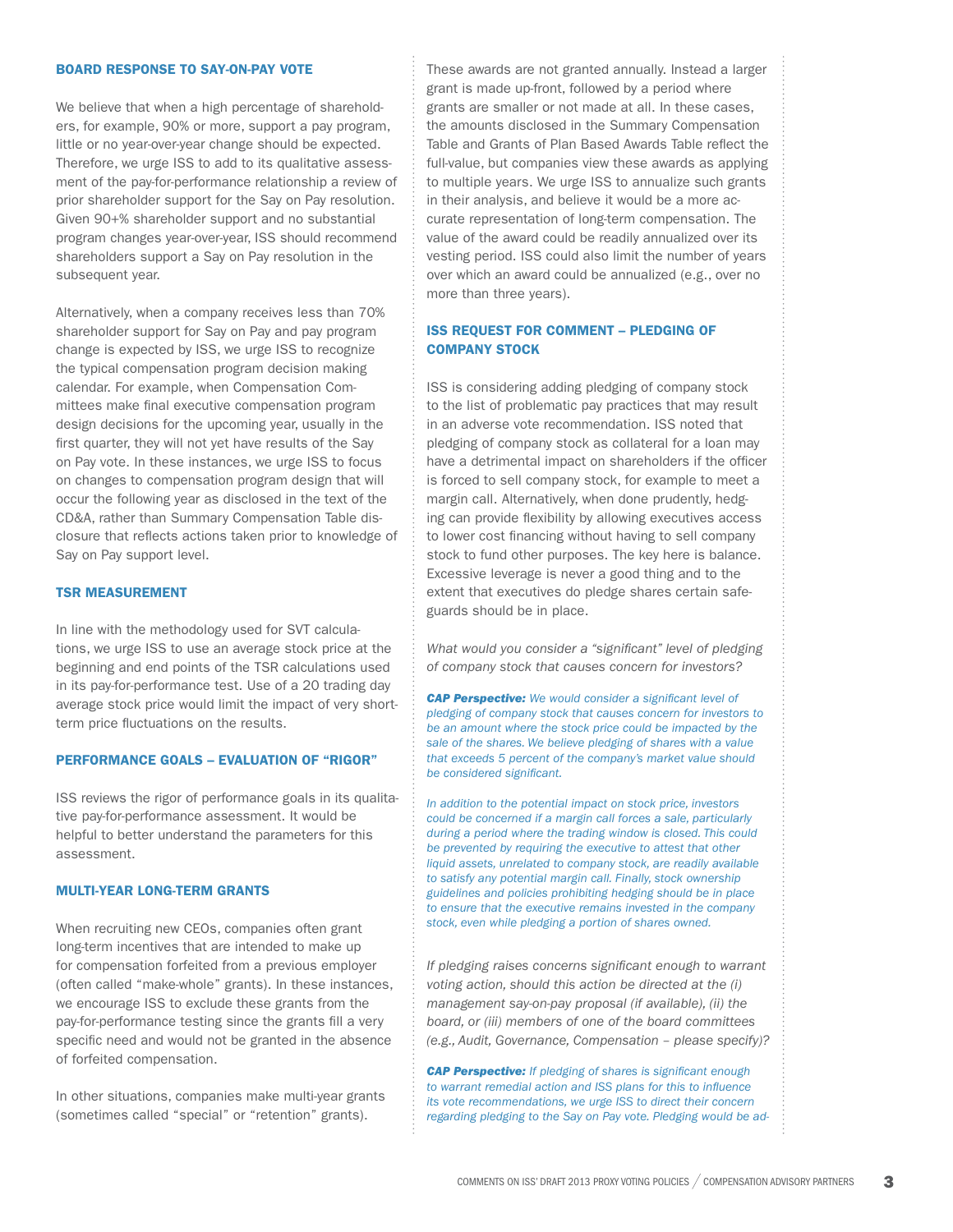### BOARD RESPONSE TO SAY-ON-PAY VOTE

We believe that when a high percentage of shareholders, for example, 90% or more, support a pay program, little or no year-over-year change should be expected. Therefore, we urge ISS to add to its qualitative assessment of the pay-for-performance relationship a review of prior shareholder support for the Say on Pay resolution. Given 90+% shareholder support and no substantial program changes year-over-year, ISS should recommend shareholders support a Say on Pay resolution in the subsequent year.

Alternatively, when a company receives less than 70% shareholder support for Say on Pay and pay program change is expected by ISS, we urge ISS to recognize the typical compensation program decision making calendar. For example, when Compensation Committees make final executive compensation program design decisions for the upcoming year, usually in the first quarter, they will not yet have results of the Say on Pay vote. In these instances, we urge ISS to focus on changes to compensation program design that will occur the following year as disclosed in the text of the CD&A, rather than Summary Compensation Table disclosure that reflects actions taken prior to knowledge of Say on Pay support level.

### TSR MEASUREMENT

In line with the methodology used for SVT calculations, we urge ISS to use an average stock price at the beginning and end points of the TSR calculations used in its pay-for-performance test. Use of a 20 trading day average stock price would limit the impact of very short-term price fluctuations on the results.

### PERFORMANCE GOALS – EVALUATION OF "RIGOR"

ISS reviews the rigor of performance goals in its qualitative pay-for-performance assessment. It would be helpful to better understand the parameters for this assessment.

### MULTI-YEAR LONG-TERM GRANTS

When recruiting new CEOs, companies often grant long-term incentives that are intended to make up for compensation forfeited from a previous employer (often called "make-whole" grants). In these instances, we encourage ISS to exclude these grants from the pay-for-performance testing since the grants fill a very specific need and would not be granted in the absence of forfeited compensation.

In other situations, companies make multi-year grants (sometimes called "special" or "retention" grants). These awards are not granted annually. Instead a larger grant is made up-front, followed by a period where grants are smaller or not made at all. In these cases, the amounts disclosed in the Summary Compensation Table and Grants of Plan Based Awards Table reflect the full-value, but companies view these awards as applying to multiple years. We urge ISS to annualize such grants in their analysis, and believe it would be a more accurate representation of long-term compensation. The value of the award could be readily annualized over its vesting period. ISS could also limit the number of years over which an award could be annualized (e.g., over no more than three years).

### ISS REQUEST FOR COMMENT – PLEDGING OF COMPANY STOCK

ISS is considering adding pledging of company stock to the list of problematic pay practices that may result in an adverse vote recommendation. ISS noted that pledging of company stock as collateral for a loan may have a detrimental impact on shareholders if the officer is forced to sell company stock, for example to meet a margin call. Alternatively, when done prudently, hedging can provide flexibility by allowing executives access to lower cost financing without having to sell company stock to fund other purposes. The key here is balance. Excessive leverage is never a good thing and to the extent that executives do pledge shares certain safeguards should be in place.

*What would you consider a "significant" level of pledging of company stock that causes concern for investors?*

***CAP Perspective:*** *We would consider a significant level of pledging of company stock that causes concern for investors to be an amount where the stock price could be impacted by the sale of the shares. We believe pledging of shares with a value that exceeds 5 percent of the company's market value should be considered significant.*

*In addition to the potential impact on stock price, investors could be concerned if a margin call forces a sale, particularly during a period where the trading window is closed. This could be prevented by requiring the executive to attest that other liquid assets, unrelated to company stock, are readily available to satisfy any potential margin call. Finally, stock ownership guidelines and policies prohibiting hedging should be in place to ensure that the executive remains invested in the company stock, even while pledging a portion of shares owned.*

*If pledging raises concerns significant enough to warrant voting action, should this action be directed at the (i) management say-on-pay proposal (if available), (ii) the board, or (iii) members of one of the board committees (e.g., Audit, Governance, Compensation – please specify)?*

***CAP Perspective:*** *If pledging of shares is significant enough to warrant remedial action and ISS plans for this to influence its vote recommendations, we urge ISS to direct their concern regarding pledging to the Say on Pay vote. Pledging would be ad-*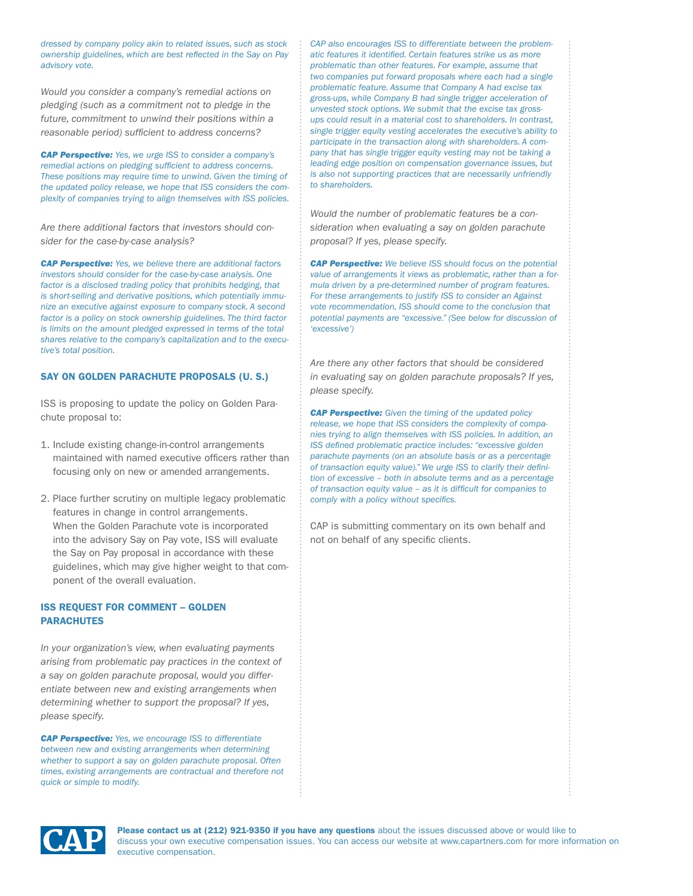*dressed by company policy akin to related issues, such as stock ownership guidelines, which are best reflected in the Say on Pay advisory vote.*

*Would you consider a company's remedial actions on pledging (such as a commitment not to pledge in the future, commitment to unwind their positions within a reasonable period) sufficient to address concerns?*

***CAP Perspective:*** *Yes, we urge ISS to consider a company's remedial actions on pledging sufficient to address concerns. These positions may require time to unwind. Given the timing of the updated policy release, we hope that ISS considers the complexity of companies trying to align themselves with ISS policies.*

*Are there additional factors that investors should consider for the case-by-case analysis?*

***CAP Perspective:*** *Yes, we believe there are additional factors investors should consider for the case-by-case analysis. One factor is a disclosed trading policy that prohibits hedging, that is short-selling and derivative positions, which potentially immunize an executive against exposure to company stock. A second factor is a policy on stock ownership guidelines. The third factor is limits on the amount pledged expressed in terms of the total shares relative to the company's capitalization and to the executive's total position.*

## SAY ON GOLDEN PARACHUTE PROPOSALS (U. S.)

ISS is proposing to update the policy on Golden Parachute proposal to:

1. Include existing change-in-control arrangements maintained with named executive officers rather than focusing only on new or amended arrangements.
2. Place further scrutiny on multiple legacy problematic features in change in control arrangements. When the Golden Parachute vote is incorporated into the advisory Say on Pay vote, ISS will evaluate the Say on Pay proposal in accordance with these guidelines, which may give higher weight to that component of the overall evaluation.

## ISS REQUEST FOR COMMENT – GOLDEN PARACHUTES

*In your organization's view, when evaluating payments arising from problematic pay practices in the context of a say on golden parachute proposal, would you differentiate between new and existing arrangements when determining whether to support the proposal? If yes, please specify.*

***CAP Perspective:*** *Yes, we encourage ISS to differentiate between new and existing arrangements when determining whether to support a say on golden parachute proposal. Often times, existing arrangements are contractual and therefore not quick or simple to modify.*

*CAP also encourages ISS to differentiate between the problematic features it identified. Certain features strike us as more problematic than other features. For example, assume that two companies put forward proposals where each had a single problematic feature. Assume that Company A had excise tax gross-ups, while Company B had single trigger acceleration of unvested stock options. We submit that the excise tax gross-ups could result in a material cost to shareholders. In contrast, single trigger equity vesting accelerates the executive's ability to participate in the transaction along with shareholders. A company that has single trigger equity vesting may not be taking a leading edge position on compensation governance issues, but is also not supporting practices that are necessarily unfriendly to shareholders.*

*Would the number of problematic features be a consideration when evaluating a say on golden parachute proposal? If yes, please specify.*

***CAP Perspective:*** *We believe ISS should focus on the potential value of arrangements it views as problematic, rather than a formula driven by a pre-determined number of program features. For these arrangements to justify ISS to consider an Against vote recommendation, ISS should come to the conclusion that potential payments are "excessive." (See below for discussion of 'excessive')*

*Are there any other factors that should be considered in evaluating say on golden parachute proposals? If yes, please specify.*

***CAP Perspective:*** *Given the timing of the updated policy release, we hope that ISS considers the complexity of companies trying to align themselves with ISS policies. In addition, an ISS defined problematic practice includes: "excessive golden parachute payments (on an absolute basis or as a percentage of transaction equity value)." We urge ISS to clarify their definition of excessive – both in absolute terms and as a percentage of transaction equity value – as it is difficult for companies to comply with a policy without specifics.*

CAP is submitting commentary on its own behalf and not on behalf of any specific clients.

CAP

**Please contact us at (212) 921-9350 if you have any questions** about the issues discussed above or would like to discuss your own executive compensation issues. You can access our website at www.capartners.com for more information on executive compensation.